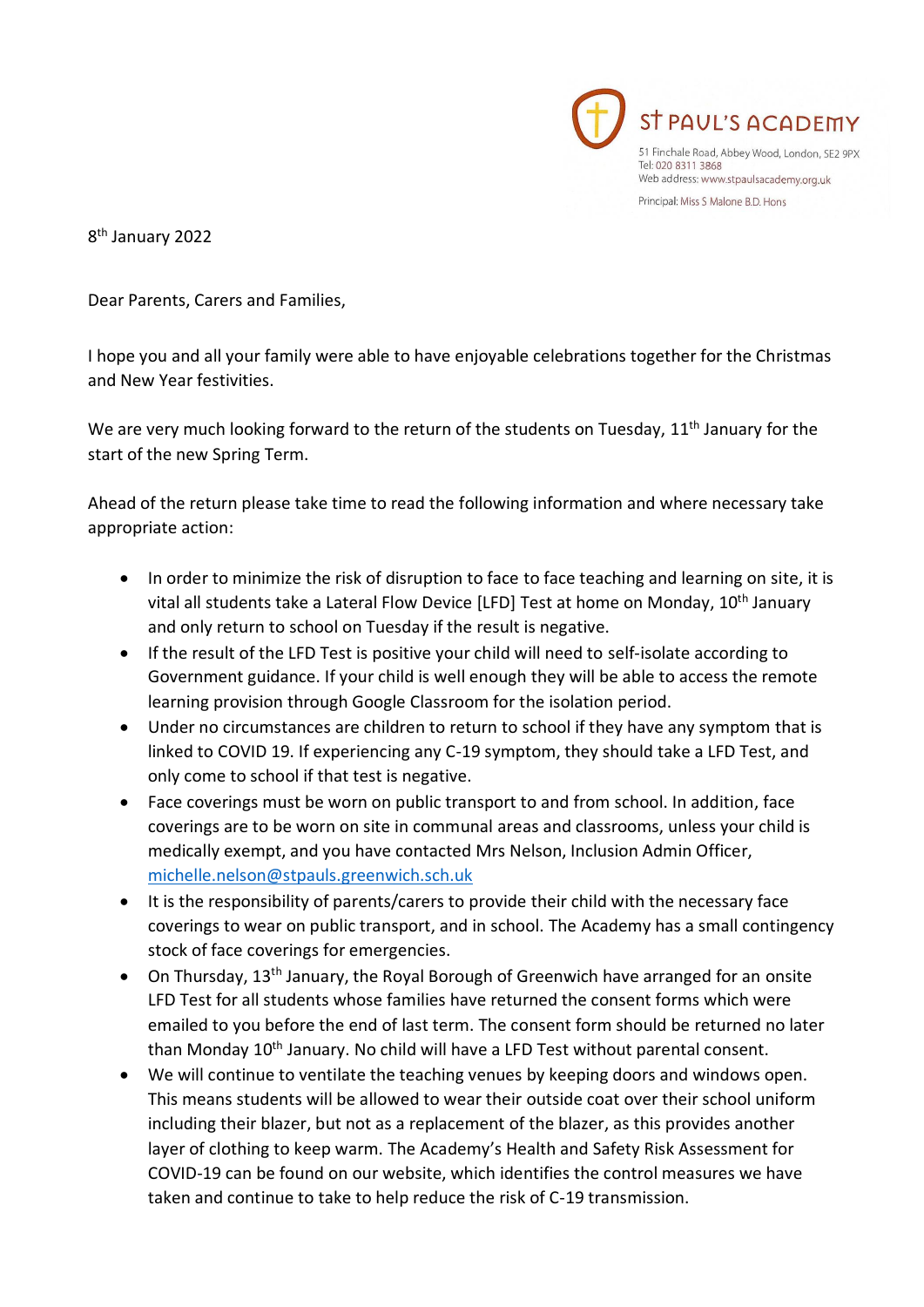ST PAUL'S ACADEMY

51 Finchale Road, Abbey Wood, London, SE2 9PX
Tel: 020 8311 3868
Web address: www.stpaulsacademy.org.uk

Principal: Miss S Malone B.D. Hons

8th January 2022

Dear Parents, Carers and Families,

I hope you and all your family were able to have enjoyable celebrations together for the Christmas and New Year festivities.

We are very much looking forward to the return of the students on Tuesday, 11th January for the start of the new Spring Term.

Ahead of the return please take time to read the following information and where necessary take appropriate action:

- In order to minimize the risk of disruption to face to face teaching and learning on site, it is vital all students take a Lateral Flow Device [LFD] Test at home on Monday, 10th January and only return to school on Tuesday if the result is negative.
- If the result of the LFD Test is positive your child will need to self-isolate according to Government guidance. If your child is well enough they will be able to access the remote learning provision through Google Classroom for the isolation period.
- Under no circumstances are children to return to school if they have any symptom that is linked to COVID 19. If experiencing any C-19 symptom, they should take a LFD Test, and only come to school if that test is negative.
- Face coverings must be worn on public transport to and from school. In addition, face coverings are to be worn on site in communal areas and classrooms, unless your child is medically exempt, and you have contacted Mrs Nelson, Inclusion Admin Officer, michelle.nelson@stpauls.greenwich.sch.uk
- It is the responsibility of parents/carers to provide their child with the necessary face coverings to wear on public transport, and in school. The Academy has a small contingency stock of face coverings for emergencies.
- On Thursday, 13th January, the Royal Borough of Greenwich have arranged for an onsite LFD Test for all students whose families have returned the consent forms which were emailed to you before the end of last term. The consent form should be returned no later than Monday 10th January. No child will have a LFD Test without parental consent.
- We will continue to ventilate the teaching venues by keeping doors and windows open. This means students will be allowed to wear their outside coat over their school uniform including their blazer, but not as a replacement of the blazer, as this provides another layer of clothing to keep warm. The Academy's Health and Safety Risk Assessment for COVID-19 can be found on our website, which identifies the control measures we have taken and continue to take to help reduce the risk of C-19 transmission.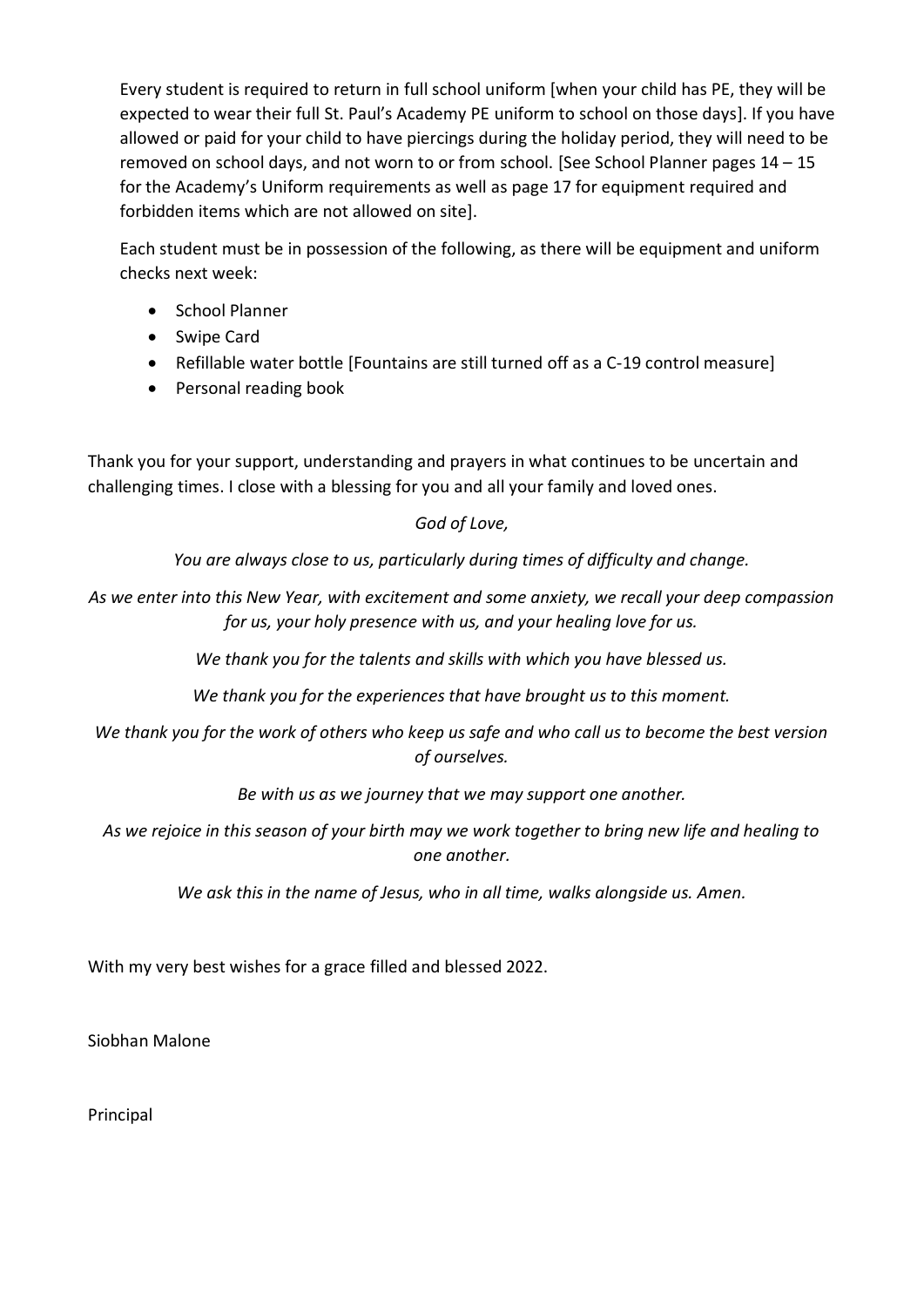Every student is required to return in full school uniform [when your child has PE, they will be expected to wear their full St. Paul's Academy PE uniform to school on those days]. If you have allowed or paid for your child to have piercings during the holiday period, they will need to be removed on school days, and not worn to or from school. [See School Planner pages 14 – 15 for the Academy's Uniform requirements as well as page 17 for equipment required and forbidden items which are not allowed on site].

Each student must be in possession of the following, as there will be equipment and uniform checks next week:

- School Planner
- Swipe Card
- Refillable water bottle [Fountains are still turned off as a C-19 control measure]
- Personal reading book

Thank you for your support, understanding and prayers in what continues to be uncertain and challenging times. I close with a blessing for you and all your family and loved ones.

*God of Love,*

*You are always close to us, particularly during times of difficulty and change.*

*As we enter into this New Year, with excitement and some anxiety, we recall your deep compassion for us, your holy presence with us, and your healing love for us.*

*We thank you for the talents and skills with which you have blessed us.*

*We thank you for the experiences that have brought us to this moment.*

*We thank you for the work of others who keep us safe and who call us to become the best version of ourselves.*

*Be with us as we journey that we may support one another.*

*As we rejoice in this season of your birth may we work together to bring new life and healing to one another.*

*We ask this in the name of Jesus, who in all time, walks alongside us. Amen.*

With my very best wishes for a grace filled and blessed 2022.

Siobhan Malone

Principal